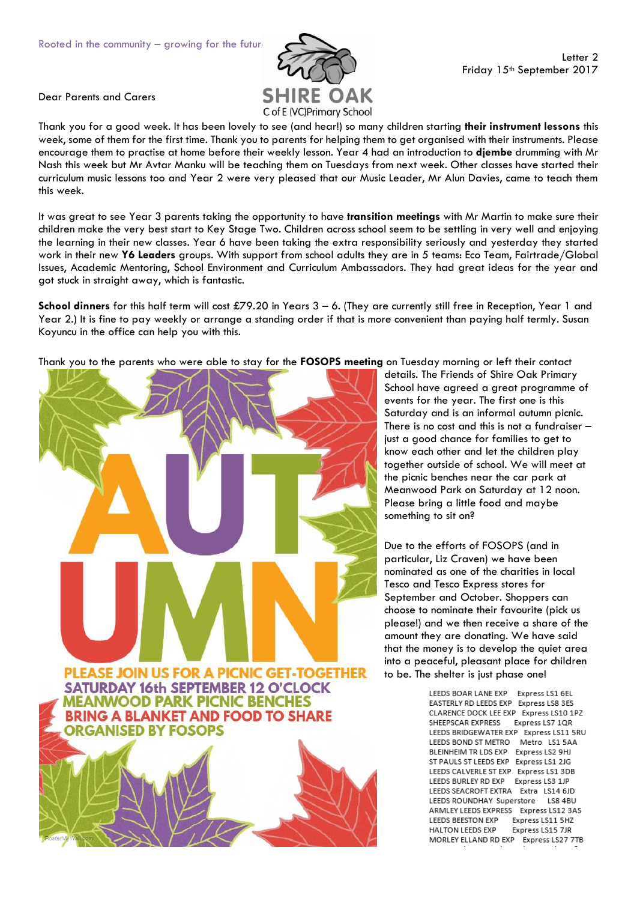Rooted in the community – growing for the future

SHIRE OAK
C of E (VC) Primary School

Letter 2
Friday 15th September 2017

Dear Parents and Carers

Thank you for a good week. It has been lovely to see (and hear!) so many children starting **their instrument lessons** this week, some of them for the first time. Thank you to parents for helping them to get organised with their instruments. Please encourage them to practise at home before their weekly lesson. Year 4 had an introduction to **djembe** drumming with Mr Nash this week but Mr Avtar Manku will be teaching them on Tuesdays from next week. Other classes have started their curriculum music lessons too and Year 2 were very pleased that our Music Leader, Mr Alun Davies, came to teach them this week.

It was great to see Year 3 parents taking the opportunity to have **transition meetings** with Mr Martin to make sure their children make the very best start to Key Stage Two. Children across school seem to be settling in very well and enjoying the learning in their new classes. Year 6 have been taking the extra responsibility seriously and yesterday they started work in their new **Y6 Leaders** groups. With support from school adults they are in 5 teams: Eco Team, Fairtrade/Global Issues, Academic Mentoring, School Environment and Curriculum Ambassadors. They had great ideas for the year and got stuck in straight away, which is fantastic.

**School dinners** for this half term will cost £79.20 in Years 3 – 6. (They are currently still free in Reception, Year 1 and Year 2.) It is fine to pay weekly or arrange a standing order if that is more convenient than paying half termly. Susan Koyuncu in the office can help you with this.

Thank you to the parents who were able to stay for the **FOSOPS meeting** on Tuesday morning or left their contact details. The Friends of Shire Oak Primary School have agreed a great programme of events for the year. The first one is this Saturday and is an informal autumn picnic. There is no cost and this is not a fundraiser – just a good chance for families to get to know each other and let the children play together outside of school. We will meet at the picnic benches near the car park at Meanwood Park on Saturday at 12 noon. Please bring a little food and maybe something to sit on?

AUTUMN

PLEASE JOIN US FOR A PICNIC GET-TOGETHER
SATURDAY 16th SEPTEMBER 12 O'CLOCK
MEANWOOD PARK PICNIC BENCHES
BRING A BLANKET AND FOOD TO SHARE
ORGANISED BY FOSOPS

Due to the efforts of FOSOPS (and in particular, Liz Craven) we have been nominated as one of the charities in local Tesco and Tesco Express stores for September and October. Shoppers can choose to nominate their favourite (pick us please!) and we then receive a share of the amount they are donating. We have said that the money is to develop the quiet area into a peaceful, pleasant place for children to be. The shelter is just phase one!

| | | |
|---|---|---|
| LEEDS BOAR LANE EXP | Express | LS1 6EL |
| EASTERLY RD LEEDS EXP | Express | LS8 3ES |
| CLARENCE DOCK LEE EXP | Express | LS10 1PZ |
| SHEEPSCAR EXPRESS | Express | LS7 1QR |
| LEEDS BRIDGEWATER EXP | Express | LS11 5RU |
| LEEDS BOND ST METRO | Metro | LS1 5AA |
| BLEINHEIM TR LDS EXP | Express | LS2 9HJ |
| ST PAULS ST LEEDS EXP | Express | LS1 2JG |
| LEEDS CALVERLE ST EXP | Express | LS1 3DB |
| LEEDS BURLEY RD EXP | Express | LS3 1JP |
| LEEDS SEACROFT EXTRA | Extra | LS14 6JD |
| LEEDS ROUNDHAY Superstore | | LS8 4BU |
| ARMLEY LEEDS EXPRESS | Express | LS12 3AS |
| LEEDS BEESTON EXP | Express | LS11 5HZ |
| HALTON LEEDS EXP | Express | LS15 7JR |
| MORLEY ELLAND RD EXP | Express | LS27 7TB |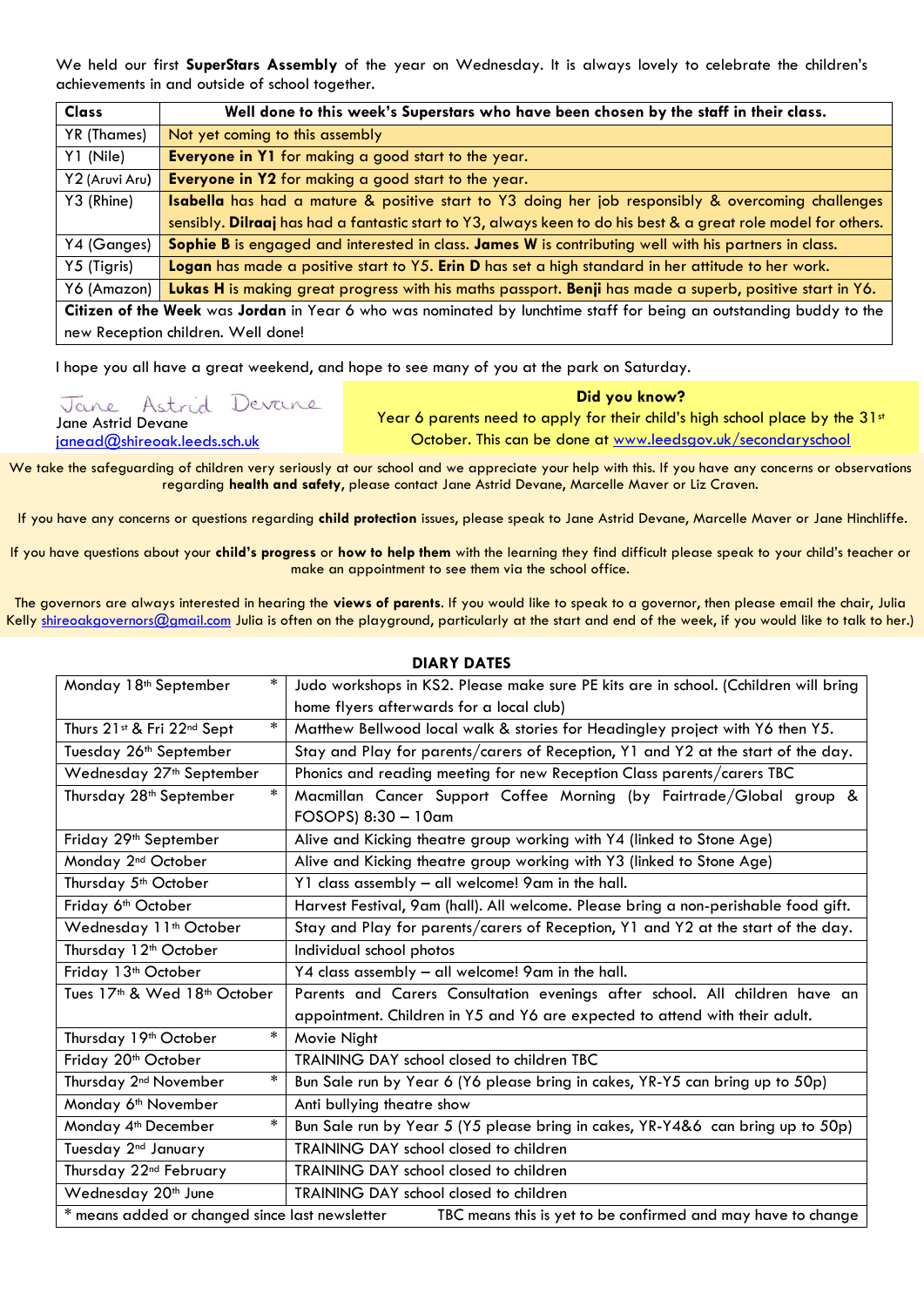We held our first **SuperStars Assembly** of the year on Wednesday. It is always lovely to celebrate the children's achievements in and outside of school together.

| Class | Well done to this week's Superstars who have been chosen by the staff in their class. |
|---|---|
| YR (Thames) | Not yet coming to this assembly |
| Y1 (Nile) | **Everyone in Y1** for making a good start to the year. |
| Y2 (Aruvi Aru) | **Everyone in Y2** for making a good start to the year. |
| Y3 (Rhine) | **Isabella** has had a mature & positive start to Y3 doing her job responsibly & overcoming challenges sensibly. **Dilraaj** has had a fantastic start to Y3, always keen to do his best & a great role model for others. |
| Y4 (Ganges) | **Sophie B** is engaged and interested in class. **James W** is contributing well with his partners in class. |
| Y5 (Tigris) | **Logan** has made a positive start to Y5. **Erin D** has set a high standard in her attitude to her work. |
| Y6 (Amazon) | **Lukas H** is making great progress with his maths passport. **Benji** has made a superb, positive start in Y6. |
| **Citizen of the Week** was **Jordan** in Year 6 who was nominated by lunchtime staff for being an outstanding buddy to the new Reception children. Well done! | |

I hope you all have a great weekend, and hope to see many of you at the park on Saturday.

Jane Astrid Devane
Jane Astrid Devane
janead@shireoak.leeds.sch.uk

**Did you know?**
Year 6 parents need to apply for their child's high school place by the 31st October. This can be done at www.leedsgov.uk/secondaryschool

We take the safeguarding of children very seriously at our school and we appreciate your help with this. If you have any concerns or observations regarding **health and safety**, please contact Jane Astrid Devane, Marcelle Maver or Liz Craven.

If you have any concerns or questions regarding **child protection** issues, please speak to Jane Astrid Devane, Marcelle Maver or Jane Hinchliffe.

If you have questions about your **child's progress** or **how to help them** with the learning they find difficult please speak to your child's teacher or make an appointment to see them via the school office.

The governors are always interested in hearing the **views of parents**. If you would like to speak to a governor, then please email the chair, Julia Kelly shireoakgovernors@gmail.com Julia is often on the playground, particularly at the start and end of the week, if you would like to talk to her.)

## DIARY DATES

| | |
|---|---|
| Monday 18th September * | Judo workshops in KS2. Please make sure PE kits are in school. (Cchildren will bring home flyers afterwards for a local club) |
| Thurs 21st & Fri 22nd Sept * | Matthew Bellwood local walk & stories for Headingley project with Y6 then Y5. |
| Tuesday 26th September | Stay and Play for parents/carers of Reception, Y1 and Y2 at the start of the day. |
| Wednesday 27th September | Phonics and reading meeting for new Reception Class parents/carers TBC |
| Thursday 28th September * | Macmillan Cancer Support Coffee Morning (by Fairtrade/Global group & FOSOPS) 8:30 – 10am |
| Friday 29th September | Alive and Kicking theatre group working with Y4 (linked to Stone Age) |
| Monday 2nd October | Alive and Kicking theatre group working with Y3 (linked to Stone Age) |
| Thursday 5th October | Y1 class assembly – all welcome! 9am in the hall. |
| Friday 6th October | Harvest Festival, 9am (hall). All welcome. Please bring a non-perishable food gift. |
| Wednesday 11th October | Stay and Play for parents/carers of Reception, Y1 and Y2 at the start of the day. |
| Thursday 12th October | Individual school photos |
| Friday 13th October | Y4 class assembly – all welcome! 9am in the hall. |
| Tues 17th & Wed 18th October | Parents and Carers Consultation evenings after school. All children have an appointment. Children in Y5 and Y6 are expected to attend with their adult. |
| Thursday 19th October * | Movie Night |
| Friday 20th October | TRAINING DAY school closed to children TBC |
| Thursday 2nd November * | Bun Sale run by Year 6 (Y6 please bring in cakes, YR-Y5 can bring up to 50p) |
| Monday 6th November | Anti bullying theatre show |
| Monday 4th December * | Bun Sale run by Year 5 (Y5 please bring in cakes, YR-Y4&6 can bring up to 50p) |
| Tuesday 2nd January | TRAINING DAY school closed to children |
| Thursday 22nd February | TRAINING DAY school closed to children |
| Wednesday 20th June | TRAINING DAY school closed to children |
| * means added or changed since last newsletter | TBC means this is yet to be confirmed and may have to change |